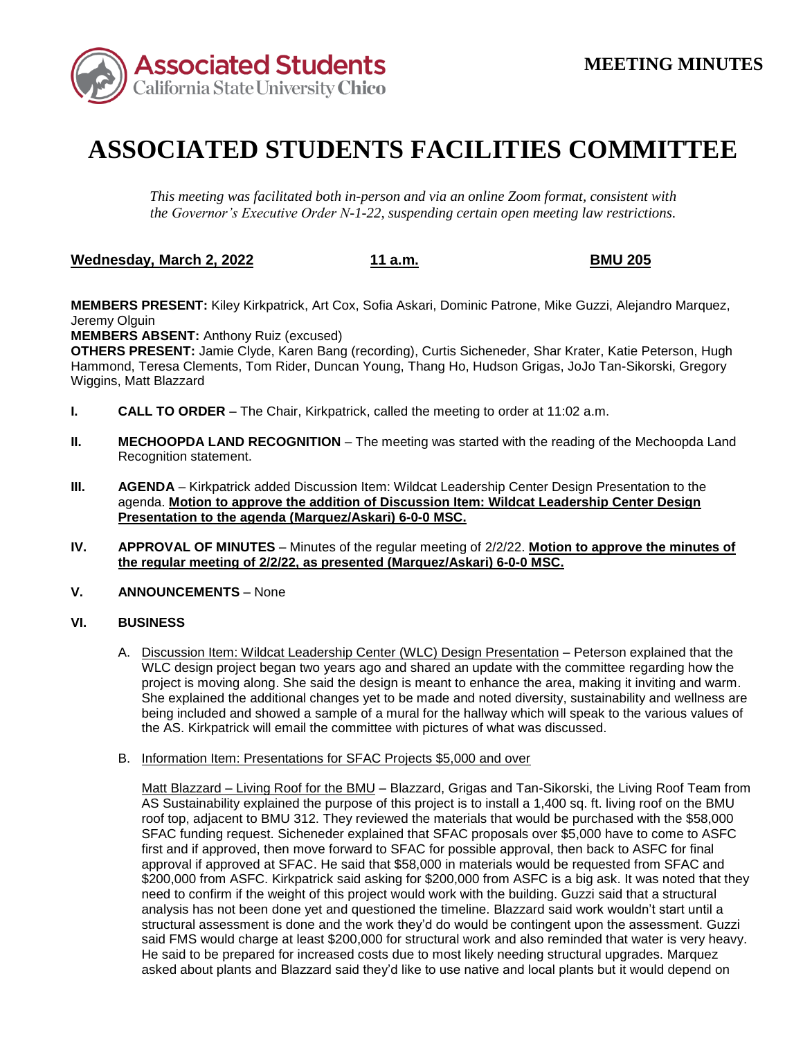MEETING MINUTES

# ASSOCIATED STUDENTS FACILITIES COMMITTEE

*This meeting was facilitated both in-person and via an online Zoom format, consistent with the Governor's Executive Order N-1-22, suspending certain open meeting law restrictions.*

**Wednesday, March 2, 2022** | **11 a.m.** | **BMU 205**

**MEMBERS PRESENT:** Kiley Kirkpatrick, Art Cox, Sofia Askari, Dominic Patrone, Mike Guzzi, Alejandro Marquez, Jeremy Olguin
**MEMBERS ABSENT:** Anthony Ruiz (excused)
**OTHERS PRESENT:** Jamie Clyde, Karen Bang (recording), Curtis Sicheneder, Shar Krater, Katie Peterson, Hugh Hammond, Teresa Clements, Tom Rider, Duncan Young, Thang Ho, Hudson Grigas, JoJo Tan-Sikorski, Gregory Wiggins, Matt Blazzard

**I. CALL TO ORDER** – The Chair, Kirkpatrick, called the meeting to order at 11:02 a.m.

**II. MECHOOPDA LAND RECOGNITION** – The meeting was started with the reading of the Mechoopda Land Recognition statement.

**III. AGENDA** – Kirkpatrick added Discussion Item: Wildcat Leadership Center Design Presentation to the agenda. **Motion to approve the addition of Discussion Item: Wildcat Leadership Center Design Presentation to the agenda (Marquez/Askari) 6-0-0 MSC.**

**IV. APPROVAL OF MINUTES** – Minutes of the regular meeting of 2/2/22. **Motion to approve the minutes of the regular meeting of 2/2/22, as presented (Marquez/Askari) 6-0-0 MSC.**

**V. ANNOUNCEMENTS** – None

**VI. BUSINESS**

A. Discussion Item: Wildcat Leadership Center (WLC) Design Presentation – Peterson explained that the WLC design project began two years ago and shared an update with the committee regarding how the project is moving along. She said the design is meant to enhance the area, making it inviting and warm. She explained the additional changes yet to be made and noted diversity, sustainability and wellness are being included and showed a sample of a mural for the hallway which will speak to the various values of the AS. Kirkpatrick will email the committee with pictures of what was discussed.

B. Information Item: Presentations for SFAC Projects $5,000 and over

Matt Blazzard – Living Roof for the BMU – Blazzard, Grigas and Tan-Sikorski, the Living Roof Team from AS Sustainability explained the purpose of this project is to install a 1,400 sq. ft. living roof on the BMU roof top, adjacent to BMU 312. They reviewed the materials that would be purchased with the $58,000 SFAC funding request. Sicheneder explained that SFAC proposals over $5,000 have to come to ASFC first and if approved, then move forward to SFAC for possible approval, then back to ASFC for final approval if approved at SFAC. He said that $58,000 in materials would be requested from SFAC and $200,000 from ASFC. Kirkpatrick said asking for $200,000 from ASFC is a big ask. It was noted that they need to confirm if the weight of this project would work with the building. Guzzi said that a structural analysis has not been done yet and questioned the timeline. Blazzard said work wouldn't start until a structural assessment is done and the work they'd do would be contingent upon the assessment. Guzzi said FMS would charge at least $200,000 for structural work and also reminded that water is very heavy. He said to be prepared for increased costs due to most likely needing structural upgrades. Marquez asked about plants and Blazzard said they'd like to use native and local plants but it would depend on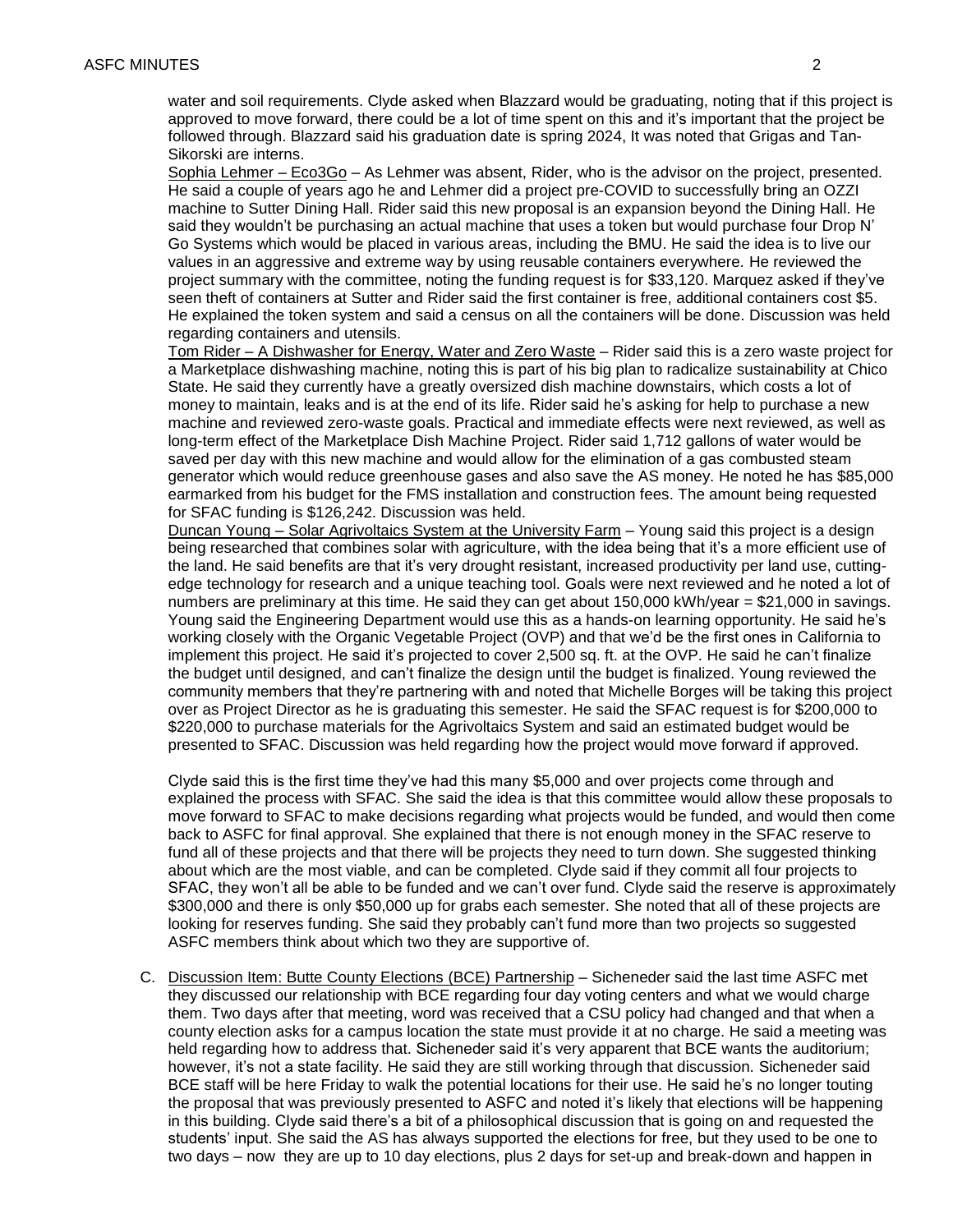water and soil requirements. Clyde asked when Blazzard would be graduating, noting that if this project is approved to move forward, there could be a lot of time spent on this and it's important that the project be followed through. Blazzard said his graduation date is spring 2024, It was noted that Grigas and Tan-Sikorski are interns.

Sophia Lehmer – Eco3Go – As Lehmer was absent, Rider, who is the advisor on the project, presented. He said a couple of years ago he and Lehmer did a project pre-COVID to successfully bring an OZZI machine to Sutter Dining Hall. Rider said this new proposal is an expansion beyond the Dining Hall. He said they wouldn't be purchasing an actual machine that uses a token but would purchase four Drop N' Go Systems which would be placed in various areas, including the BMU. He said the idea is to live our values in an aggressive and extreme way by using reusable containers everywhere. He reviewed the project summary with the committee, noting the funding request is for $33,120. Marquez asked if they've seen theft of containers at Sutter and Rider said the first container is free, additional containers cost $5. He explained the token system and said a census on all the containers will be done. Discussion was held regarding containers and utensils.

Tom Rider – A Dishwasher for Energy, Water and Zero Waste – Rider said this is a zero waste project for a Marketplace dishwashing machine, noting this is part of his big plan to radicalize sustainability at Chico State. He said they currently have a greatly oversized dish machine downstairs, which costs a lot of money to maintain, leaks and is at the end of its life. Rider said he's asking for help to purchase a new machine and reviewed zero-waste goals. Practical and immediate effects were next reviewed, as well as long-term effect of the Marketplace Dish Machine Project. Rider said 1,712 gallons of water would be saved per day with this new machine and would allow for the elimination of a gas combusted steam generator which would reduce greenhouse gases and also save the AS money. He noted he has $85,000 earmarked from his budget for the FMS installation and construction fees. The amount being requested for SFAC funding is $126,242. Discussion was held.

Duncan Young – Solar Agrivoltaics System at the University Farm – Young said this project is a design being researched that combines solar with agriculture, with the idea being that it's a more efficient use of the land. He said benefits are that it's very drought resistant, increased productivity per land use, cutting-edge technology for research and a unique teaching tool. Goals were next reviewed and he noted a lot of numbers are preliminary at this time. He said they can get about 150,000 kWh/year = $21,000 in savings. Young said the Engineering Department would use this as a hands-on learning opportunity. He said he's working closely with the Organic Vegetable Project (OVP) and that we'd be the first ones in California to implement this project. He said it's projected to cover 2,500 sq. ft. at the OVP. He said he can't finalize the budget until designed, and can't finalize the design until the budget is finalized. Young reviewed the community members that they're partnering with and noted that Michelle Borges will be taking this project over as Project Director as he is graduating this semester. He said the SFAC request is for $200,000 to $220,000 to purchase materials for the Agrivoltaics System and said an estimated budget would be presented to SFAC. Discussion was held regarding how the project would move forward if approved.

Clyde said this is the first time they've had this many $5,000 and over projects come through and explained the process with SFAC. She said the idea is that this committee would allow these proposals to move forward to SFAC to make decisions regarding what projects would be funded, and would then come back to ASFC for final approval. She explained that there is not enough money in the SFAC reserve to fund all of these projects and that there will be projects they need to turn down. She suggested thinking about which are the most viable, and can be completed. Clyde said if they commit all four projects to SFAC, they won't all be able to be funded and we can't over fund. Clyde said the reserve is approximately $300,000 and there is only $50,000 up for grabs each semester. She noted that all of these projects are looking for reserves funding. She said they probably can't fund more than two projects so suggested ASFC members think about which two they are supportive of.

C. Discussion Item: Butte County Elections (BCE) Partnership – Sicheneder said the last time ASFC met they discussed our relationship with BCE regarding four day voting centers and what we would charge them. Two days after that meeting, word was received that a CSU policy had changed and that when a county election asks for a campus location the state must provide it at no charge. He said a meeting was held regarding how to address that. Sicheneder said it's very apparent that BCE wants the auditorium; however, it's not a state facility. He said they are still working through that discussion. Sicheneder said BCE staff will be here Friday to walk the potential locations for their use. He said he's no longer touting the proposal that was previously presented to ASFC and noted it's likely that elections will be happening in this building. Clyde said there's a bit of a philosophical discussion that is going on and requested the students' input. She said the AS has always supported the elections for free, but they used to be one to two days – now they are up to 10 day elections, plus 2 days for set-up and break-down and happen in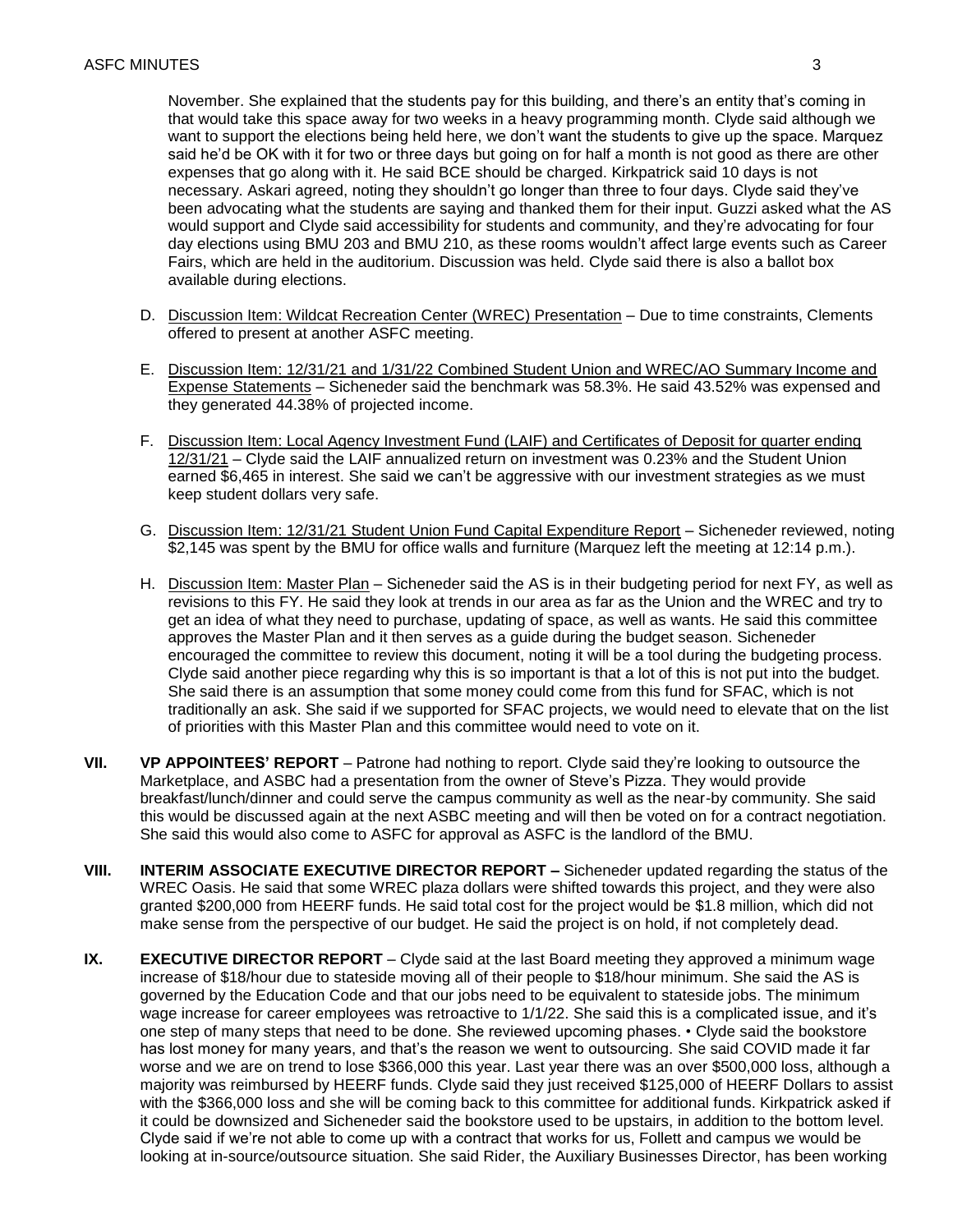November. She explained that the students pay for this building, and there's an entity that's coming in that would take this space away for two weeks in a heavy programming month. Clyde said although we want to support the elections being held here, we don't want the students to give up the space. Marquez said he'd be OK with it for two or three days but going on for half a month is not good as there are other expenses that go along with it. He said BCE should be charged. Kirkpatrick said 10 days is not necessary. Askari agreed, noting they shouldn't go longer than three to four days. Clyde said they've been advocating what the students are saying and thanked them for their input. Guzzi asked what the AS would support and Clyde said accessibility for students and community, and they're advocating for four day elections using BMU 203 and BMU 210, as these rooms wouldn't affect large events such as Career Fairs, which are held in the auditorium. Discussion was held. Clyde said there is also a ballot box available during elections.

D. Discussion Item: Wildcat Recreation Center (WREC) Presentation – Due to time constraints, Clements offered to present at another ASFC meeting.

E. Discussion Item: 12/31/21 and 1/31/22 Combined Student Union and WREC/AO Summary Income and Expense Statements – Sicheneder said the benchmark was 58.3%. He said 43.52% was expensed and they generated 44.38% of projected income.

F. Discussion Item: Local Agency Investment Fund (LAIF) and Certificates of Deposit for quarter ending 12/31/21 – Clyde said the LAIF annualized return on investment was 0.23% and the Student Union earned $6,465 in interest. She said we can't be aggressive with our investment strategies as we must keep student dollars very safe.

G. Discussion Item: 12/31/21 Student Union Fund Capital Expenditure Report – Sicheneder reviewed, noting $2,145 was spent by the BMU for office walls and furniture (Marquez left the meeting at 12:14 p.m.).

H. Discussion Item: Master Plan – Sicheneder said the AS is in their budgeting period for next FY, as well as revisions to this FY. He said they look at trends in our area as far as the Union and the WREC and try to get an idea of what they need to purchase, updating of space, as well as wants. He said this committee approves the Master Plan and it then serves as a guide during the budget season. Sicheneder encouraged the committee to review this document, noting it will be a tool during the budgeting process. Clyde said another piece regarding why this is so important is that a lot of this is not put into the budget. She said there is an assumption that some money could come from this fund for SFAC, which is not traditionally an ask. She said if we supported for SFAC projects, we would need to elevate that on the list of priorities with this Master Plan and this committee would need to vote on it.

**VII. VP APPOINTEES' REPORT** – Patrone had nothing to report. Clyde said they're looking to outsource the Marketplace, and ASBC had a presentation from the owner of Steve's Pizza. They would provide breakfast/lunch/dinner and could serve the campus community as well as the near-by community. She said this would be discussed again at the next ASBC meeting and will then be voted on for a contract negotiation. She said this would also come to ASFC for approval as ASFC is the landlord of the BMU.

**VIII. INTERIM ASSOCIATE EXECUTIVE DIRECTOR REPORT –** Sicheneder updated regarding the status of the WREC Oasis. He said that some WREC plaza dollars were shifted towards this project, and they were also granted $200,000 from HEERF funds. He said total cost for the project would be $1.8 million, which did not make sense from the perspective of our budget. He said the project is on hold, if not completely dead.

**IX. EXECUTIVE DIRECTOR REPORT** – Clyde said at the last Board meeting they approved a minimum wage increase of $18/hour due to stateside moving all of their people to $18/hour minimum. She said the AS is governed by the Education Code and that our jobs need to be equivalent to stateside jobs. The minimum wage increase for career employees was retroactive to 1/1/22. She said this is a complicated issue, and it's one step of many steps that need to be done. She reviewed upcoming phases. • Clyde said the bookstore has lost money for many years, and that's the reason we went to outsourcing. She said COVID made it far worse and we are on trend to lose $366,000 this year. Last year there was an over $500,000 loss, although a majority was reimbursed by HEERF funds. Clyde said they just received $125,000 of HEERF Dollars to assist with the $366,000 loss and she will be coming back to this committee for additional funds. Kirkpatrick asked if it could be downsized and Sicheneder said the bookstore used to be upstairs, in addition to the bottom level. Clyde said if we're not able to come up with a contract that works for us, Follett and campus we would be looking at in-source/outsource situation. She said Rider, the Auxiliary Businesses Director, has been working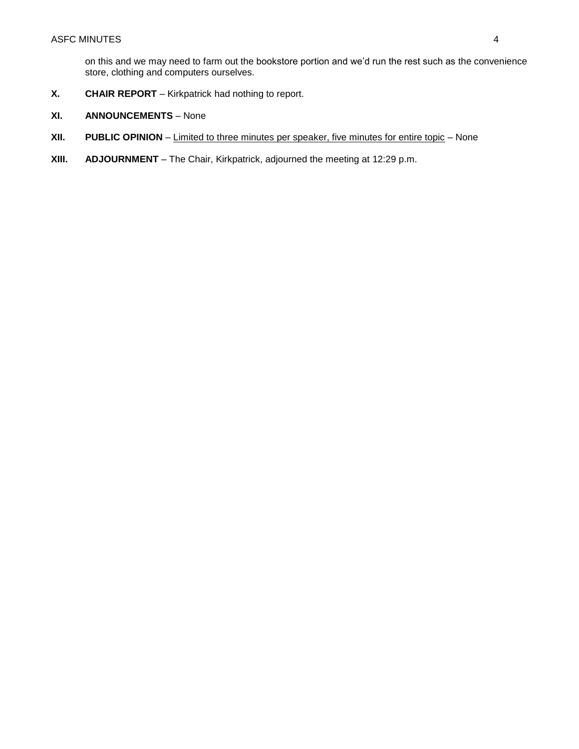on this and we may need to farm out the bookstore portion and we'd run the rest such as the convenience store, clothing and computers ourselves.

**X. CHAIR REPORT** – Kirkpatrick had nothing to report.

**XI. ANNOUNCEMENTS** – None

**XII. PUBLIC OPINION** – <u>Limited to three minutes per speaker, five minutes for entire topic</u> – None

**XIII. ADJOURNMENT** – The Chair, Kirkpatrick, adjourned the meeting at 12:29 p.m.